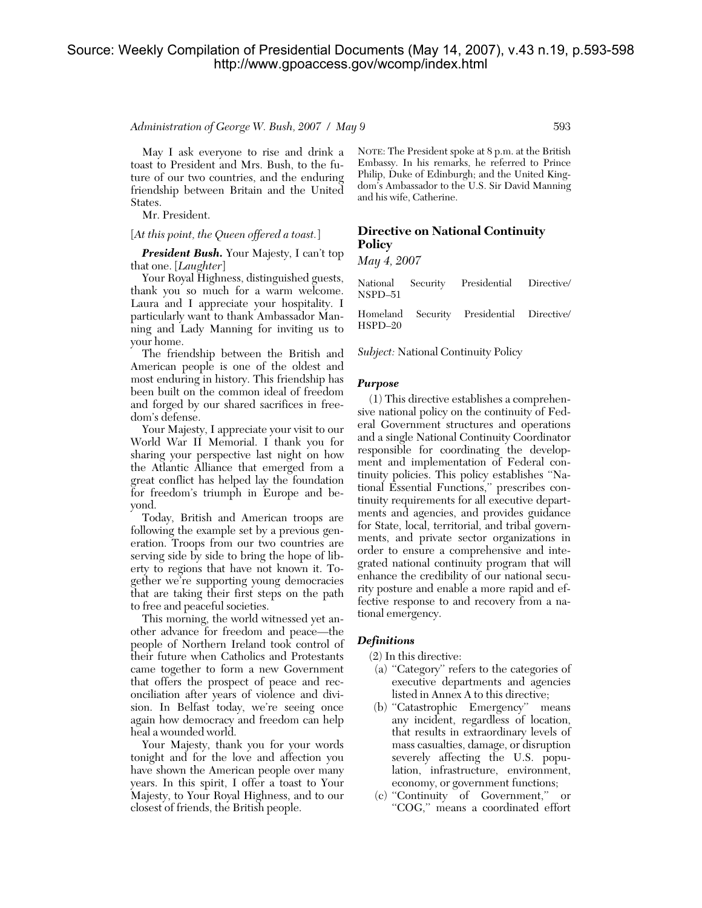Source: Weekly Compilation of Presidential Documents (May 14, 2007), v.43 n.19, p.593-598
http://www.gpoaccess.gov/wcomp/index.html

May I ask everyone to rise and drink a toast to President and Mrs. Bush, to the future of our two countries, and the enduring friendship between Britain and the United States.

Mr. President.

[*At this point, the Queen offered a toast.*]

***President Bush.*** Your Majesty, I can't top that one. [*Laughter*]

Your Royal Highness, distinguished guests, thank you so much for a warm welcome. Laura and I appreciate your hospitality. I particularly want to thank Ambassador Manning and Lady Manning for inviting us to your home.

The friendship between the British and American people is one of the oldest and most enduring in history. This friendship has been built on the common ideal of freedom and forged by our shared sacrifices in freedom's defense.

Your Majesty, I appreciate your visit to our World War II Memorial. I thank you for sharing your perspective last night on how the Atlantic Alliance that emerged from a great conflict has helped lay the foundation for freedom's triumph in Europe and beyond.

Today, British and American troops are following the example set by a previous generation. Troops from our two countries are serving side by side to bring the hope of liberty to regions that have not known it. Together we're supporting young democracies that are taking their first steps on the path to free and peaceful societies.

This morning, the world witnessed yet another advance for freedom and peace—the people of Northern Ireland took control of their future when Catholics and Protestants came together to form a new Government that offers the prospect of peace and reconciliation after years of violence and division. In Belfast today, we're seeing once again how democracy and freedom can help heal a wounded world.

Your Majesty, thank you for your words tonight and for the love and affection you have shown the American people over many years. In this spirit, I offer a toast to Your Majesty, to Your Royal Highness, and to our closest of friends, the British people.

NOTE: The President spoke at 8 p.m. at the British Embassy. In his remarks, he referred to Prince Philip, Duke of Edinburgh; and the United Kingdom's Ambassador to the U.S. Sir David Manning and his wife, Catherine.

## Directive on National Continuity Policy

*May 4, 2007*

National Security Presidential Directive/NSPD–51

Homeland Security Presidential Directive/HSPD–20

*Subject:* National Continuity Policy

### *Purpose*

(1) This directive establishes a comprehensive national policy on the continuity of Federal Government structures and operations and a single National Continuity Coordinator responsible for coordinating the development and implementation of Federal continuity policies. This policy establishes "National Essential Functions," prescribes continuity requirements for all executive departments and agencies, and provides guidance for State, local, territorial, and tribal governments, and private sector organizations in order to ensure a comprehensive and integrated national continuity program that will enhance the credibility of our national security posture and enable a more rapid and effective response to and recovery from a national emergency.

### *Definitions*

(2) In this directive:

(a) "Category" refers to the categories of executive departments and agencies listed in Annex A to this directive;

(b) "Catastrophic Emergency" means any incident, regardless of location, that results in extraordinary levels of mass casualties, damage, or disruption severely affecting the U.S. population, infrastructure, environment, economy, or government functions;

(c) "Continuity of Government," or "COG," means a coordinated effort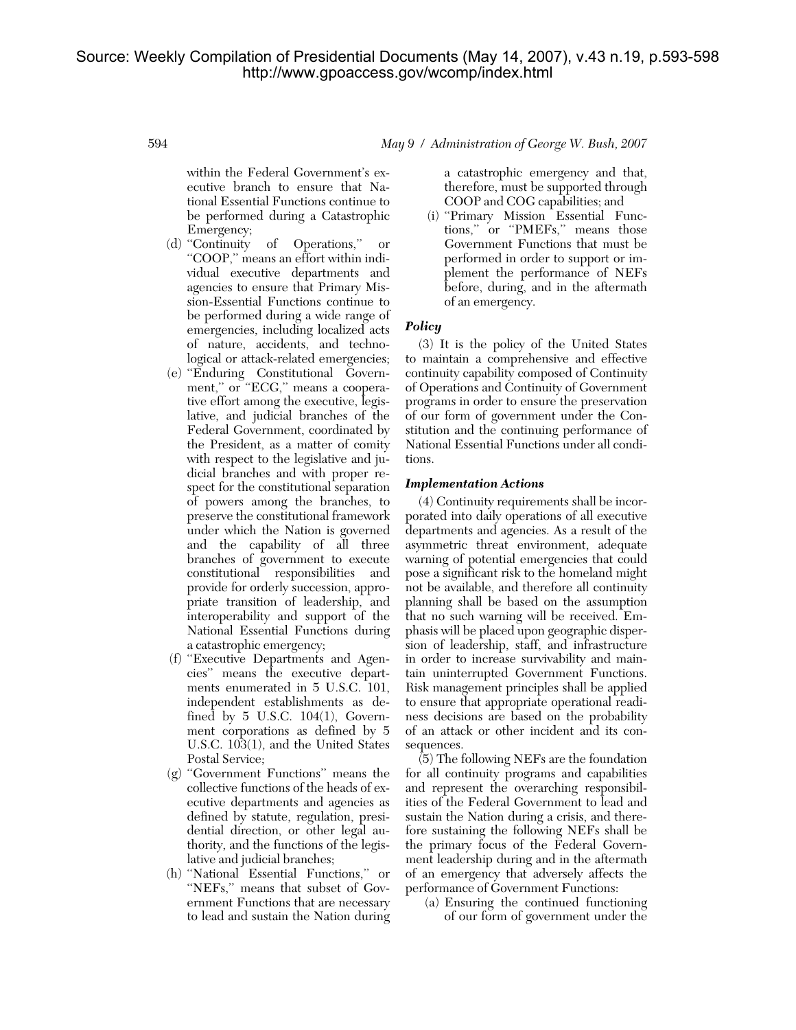within the Federal Government's executive branch to ensure that National Essential Functions continue to be performed during a Catastrophic Emergency;

(d) "Continuity of Operations," or "COOP," means an effort within individual executive departments and agencies to ensure that Primary Mission-Essential Functions continue to be performed during a wide range of emergencies, including localized acts of nature, accidents, and technological or attack-related emergencies;

(e) "Enduring Constitutional Government," or "ECG," means a cooperative effort among the executive, legislative, and judicial branches of the Federal Government, coordinated by the President, as a matter of comity with respect to the legislative and judicial branches and with proper respect for the constitutional separation of powers among the branches, to preserve the constitutional framework under which the Nation is governed and the capability of all three branches of government to execute constitutional responsibilities and provide for orderly succession, appropriate transition of leadership, and interoperability and support of the National Essential Functions during a catastrophic emergency;

(f) "Executive Departments and Agencies" means the executive departments enumerated in 5 U.S.C. 101, independent establishments as defined by 5 U.S.C. 104(1), Government corporations as defined by 5 U.S.C. 103(1), and the United States Postal Service;

(g) "Government Functions" means the collective functions of the heads of executive departments and agencies as defined by statute, regulation, presidential direction, or other legal authority, and the functions of the legislative and judicial branches;

(h) "National Essential Functions," or "NEFs," means that subset of Government Functions that are necessary to lead and sustain the Nation during a catastrophic emergency and that, therefore, must be supported through COOP and COG capabilities; and

(i) "Primary Mission Essential Functions," or "PMEFs," means those Government Functions that must be performed in order to support or implement the performance of NEFs before, during, and in the aftermath of an emergency.

### *Policy*

(3) It is the policy of the United States to maintain a comprehensive and effective continuity capability composed of Continuity of Operations and Continuity of Government programs in order to ensure the preservation of our form of government under the Constitution and the continuing performance of National Essential Functions under all conditions.

### *Implementation Actions*

(4) Continuity requirements shall be incorporated into daily operations of all executive departments and agencies. As a result of the asymmetric threat environment, adequate warning of potential emergencies that could pose a significant risk to the homeland might not be available, and therefore all continuity planning shall be based on the assumption that no such warning will be received. Emphasis will be placed upon geographic dispersion of leadership, staff, and infrastructure in order to increase survivability and maintain uninterrupted Government Functions. Risk management principles shall be applied to ensure that appropriate operational readiness decisions are based on the probability of an attack or other incident and its consequences.

(5) The following NEFs are the foundation for all continuity programs and capabilities and represent the overarching responsibilities of the Federal Government to lead and sustain the Nation during a crisis, and therefore sustaining the following NEFs shall be the primary focus of the Federal Government leadership during and in the aftermath of an emergency that adversely affects the performance of Government Functions:

(a) Ensuring the continued functioning of our form of government under the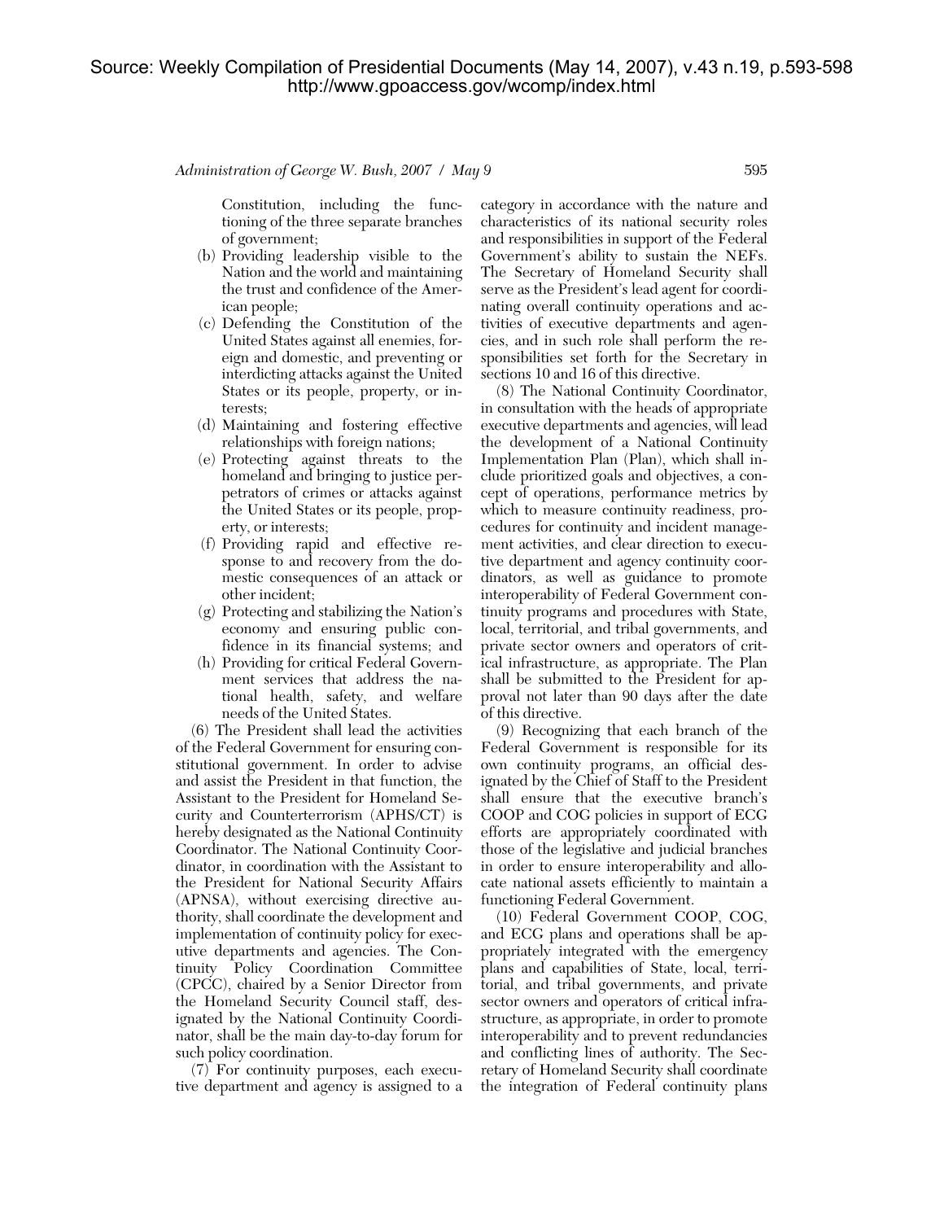Constitution, including the functioning of the three separate branches of government;

(b) Providing leadership visible to the Nation and the world and maintaining the trust and confidence of the American people;

(c) Defending the Constitution of the United States against all enemies, foreign and domestic, and preventing or interdicting attacks against the United States or its people, property, or interests;

(d) Maintaining and fostering effective relationships with foreign nations;

(e) Protecting against threats to the homeland and bringing to justice perpetrators of crimes or attacks against the United States or its people, property, or interests;

(f) Providing rapid and effective response to and recovery from the domestic consequences of an attack or other incident;

(g) Protecting and stabilizing the Nation's economy and ensuring public confidence in its financial systems; and

(h) Providing for critical Federal Government services that address the national health, safety, and welfare needs of the United States.

(6) The President shall lead the activities of the Federal Government for ensuring constitutional government. In order to advise and assist the President in that function, the Assistant to the President for Homeland Security and Counterterrorism (APHS/CT) is hereby designated as the National Continuity Coordinator. The National Continuity Coordinator, in coordination with the Assistant to the President for National Security Affairs (APNSA), without exercising directive authority, shall coordinate the development and implementation of continuity policy for executive departments and agencies. The Continuity Policy Coordination Committee (CPCC), chaired by a Senior Director from the Homeland Security Council staff, designated by the National Continuity Coordinator, shall be the main day-to-day forum for such policy coordination.

(7) For continuity purposes, each executive department and agency is assigned to a category in accordance with the nature and characteristics of its national security roles and responsibilities in support of the Federal Government's ability to sustain the NEFs. The Secretary of Homeland Security shall serve as the President's lead agent for coordinating overall continuity operations and activities of executive departments and agencies, and in such role shall perform the responsibilities set forth for the Secretary in sections 10 and 16 of this directive.

(8) The National Continuity Coordinator, in consultation with the heads of appropriate executive departments and agencies, will lead the development of a National Continuity Implementation Plan (Plan), which shall include prioritized goals and objectives, a concept of operations, performance metrics by which to measure continuity readiness, procedures for continuity and incident management activities, and clear direction to executive department and agency continuity coordinators, as well as guidance to promote interoperability of Federal Government continuity programs and procedures with State, local, territorial, and tribal governments, and private sector owners and operators of critical infrastructure, as appropriate. The Plan shall be submitted to the President for approval not later than 90 days after the date of this directive.

(9) Recognizing that each branch of the Federal Government is responsible for its own continuity programs, an official designated by the Chief of Staff to the President shall ensure that the executive branch's COOP and COG policies in support of ECG efforts are appropriately coordinated with those of the legislative and judicial branches in order to ensure interoperability and allocate national assets efficiently to maintain a functioning Federal Government.

(10) Federal Government COOP, COG, and ECG plans and operations shall be appropriately integrated with the emergency plans and capabilities of State, local, territorial, and tribal governments, and private sector owners and operators of critical infrastructure, as appropriate, in order to promote interoperability and to prevent redundancies and conflicting lines of authority. The Secretary of Homeland Security shall coordinate the integration of Federal continuity plans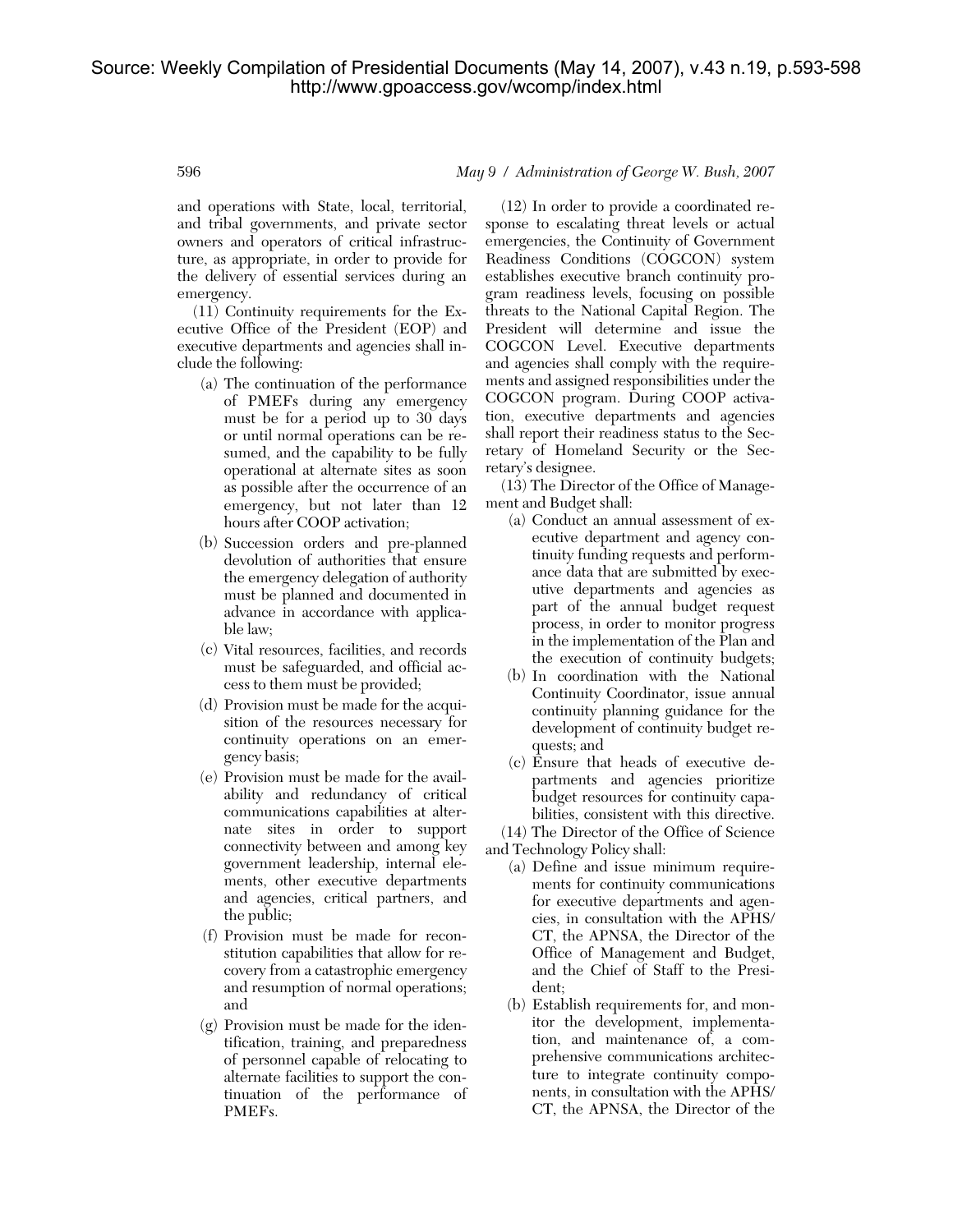and operations with State, local, territorial, and tribal governments, and private sector owners and operators of critical infrastructure, as appropriate, in order to provide for the delivery of essential services during an emergency.

(11) Continuity requirements for the Executive Office of the President (EOP) and executive departments and agencies shall include the following:

(a) The continuation of the performance of PMEFs during any emergency must be for a period up to 30 days or until normal operations can be resumed, and the capability to be fully operational at alternate sites as soon as possible after the occurrence of an emergency, but not later than 12 hours after COOP activation;

(b) Succession orders and pre-planned devolution of authorities that ensure the emergency delegation of authority must be planned and documented in advance in accordance with applicable law;

(c) Vital resources, facilities, and records must be safeguarded, and official access to them must be provided;

(d) Provision must be made for the acquisition of the resources necessary for continuity operations on an emergency basis;

(e) Provision must be made for the availability and redundancy of critical communications capabilities at alternate sites in order to support connectivity between and among key government leadership, internal elements, other executive departments and agencies, critical partners, and the public;

(f) Provision must be made for reconstitution capabilities that allow for recovery from a catastrophic emergency and resumption of normal operations; and

(g) Provision must be made for the identification, training, and preparedness of personnel capable of relocating to alternate facilities to support the continuation of the performance of PMEFs.

(12) In order to provide a coordinated response to escalating threat levels or actual emergencies, the Continuity of Government Readiness Conditions (COGCON) system establishes executive branch continuity program readiness levels, focusing on possible threats to the National Capital Region. The President will determine and issue the COGCON Level. Executive departments and agencies shall comply with the requirements and assigned responsibilities under the COGCON program. During COOP activation, executive departments and agencies shall report their readiness status to the Secretary of Homeland Security or the Secretary's designee.

(13) The Director of the Office of Management and Budget shall:

(a) Conduct an annual assessment of executive department and agency continuity funding requests and performance data that are submitted by executive departments and agencies as part of the annual budget request process, in order to monitor progress in the implementation of the Plan and the execution of continuity budgets;

(b) In coordination with the National Continuity Coordinator, issue annual continuity planning guidance for the development of continuity budget requests; and

(c) Ensure that heads of executive departments and agencies prioritize budget resources for continuity capabilities, consistent with this directive.

(14) The Director of the Office of Science and Technology Policy shall:

(a) Define and issue minimum requirements for continuity communications for executive departments and agencies, in consultation with the APHS/CT, the APNSA, the Director of the Office of Management and Budget, and the Chief of Staff to the President;

(b) Establish requirements for, and monitor the development, implementation, and maintenance of, a comprehensive communications architecture to integrate continuity components, in consultation with the APHS/CT, the APNSA, the Director of the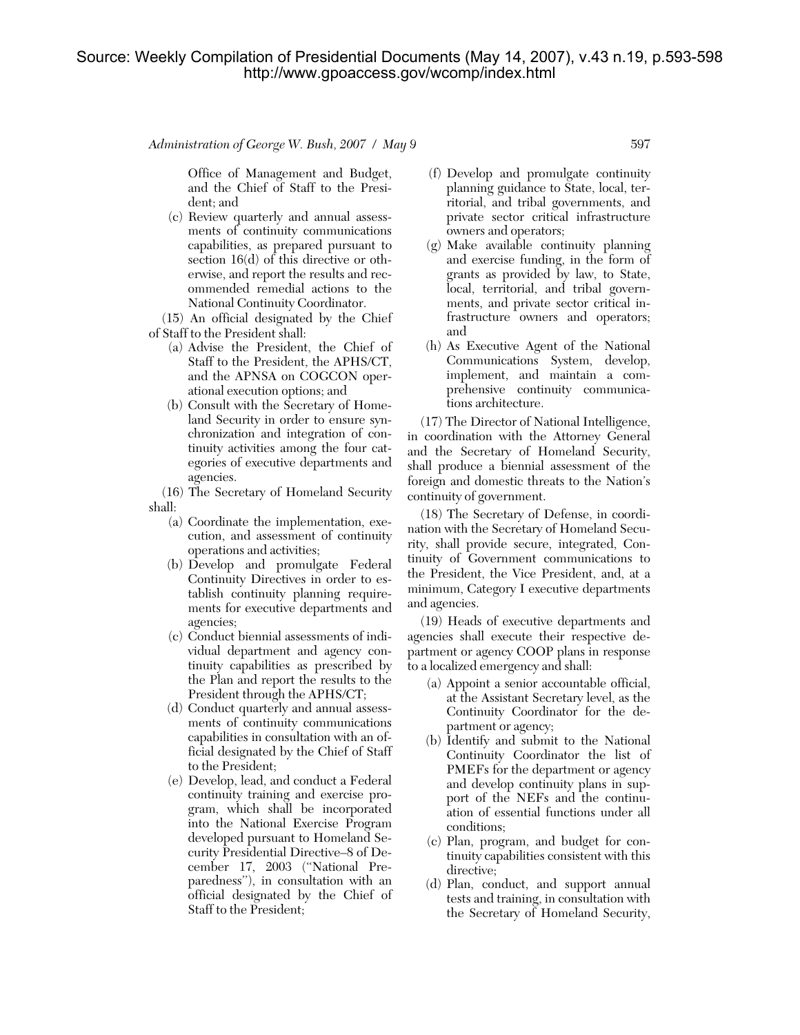Office of Management and Budget, and the Chief of Staff to the President; and

(c) Review quarterly and annual assessments of continuity communications capabilities, as prepared pursuant to section 16(d) of this directive or otherwise, and report the results and recommended remedial actions to the National Continuity Coordinator.

(15) An official designated by the Chief of Staff to the President shall:

(a) Advise the President, the Chief of Staff to the President, the APHS/CT, and the APNSA on COGCON operational execution options; and

(b) Consult with the Secretary of Homeland Security in order to ensure synchronization and integration of continuity activities among the four categories of executive departments and agencies.

(16) The Secretary of Homeland Security shall:

(a) Coordinate the implementation, execution, and assessment of continuity operations and activities;

(b) Develop and promulgate Federal Continuity Directives in order to establish continuity planning requirements for executive departments and agencies;

(c) Conduct biennial assessments of individual department and agency continuity capabilities as prescribed by the Plan and report the results to the President through the APHS/CT;

(d) Conduct quarterly and annual assessments of continuity communications capabilities in consultation with an official designated by the Chief of Staff to the President;

(e) Develop, lead, and conduct a Federal continuity training and exercise program, which shall be incorporated into the National Exercise Program developed pursuant to Homeland Security Presidential Directive–8 of December 17, 2003 ("National Preparedness"), in consultation with an official designated by the Chief of Staff to the President;

(f) Develop and promulgate continuity planning guidance to State, local, territorial, and tribal governments, and private sector critical infrastructure owners and operators;

(g) Make available continuity planning and exercise funding, in the form of grants as provided by law, to State, local, territorial, and tribal governments, and private sector critical infrastructure owners and operators; and

(h) As Executive Agent of the National Communications System, develop, implement, and maintain a comprehensive continuity communications architecture.

(17) The Director of National Intelligence, in coordination with the Attorney General and the Secretary of Homeland Security, shall produce a biennial assessment of the foreign and domestic threats to the Nation's continuity of government.

(18) The Secretary of Defense, in coordination with the Secretary of Homeland Security, shall provide secure, integrated, Continuity of Government communications to the President, the Vice President, and, at a minimum, Category I executive departments and agencies.

(19) Heads of executive departments and agencies shall execute their respective department or agency COOP plans in response to a localized emergency and shall:

(a) Appoint a senior accountable official, at the Assistant Secretary level, as the Continuity Coordinator for the department or agency;

(b) Identify and submit to the National Continuity Coordinator the list of PMEFs for the department or agency and develop continuity plans in support of the NEFs and the continuation of essential functions under all conditions;

(c) Plan, program, and budget for continuity capabilities consistent with this directive;

(d) Plan, conduct, and support annual tests and training, in consultation with the Secretary of Homeland Security,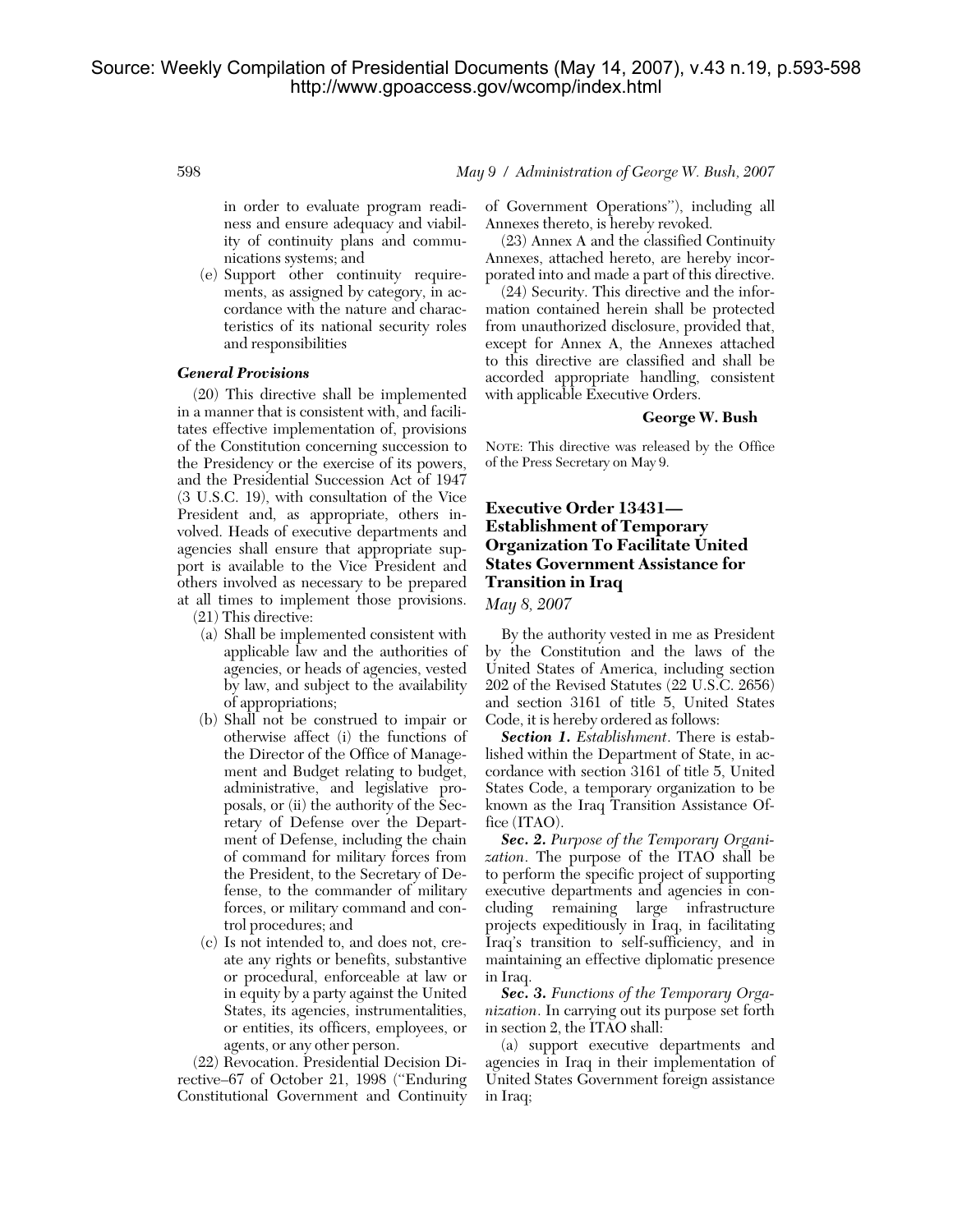in order to evaluate program readiness and ensure adequacy and viability of continuity plans and communications systems; and

(e) Support other continuity requirements, as assigned by category, in accordance with the nature and characteristics of its national security roles and responsibilities

***General Provisions***

(20) This directive shall be implemented in a manner that is consistent with, and facilitates effective implementation of, provisions of the Constitution concerning succession to the Presidency or the exercise of its powers, and the Presidential Succession Act of 1947 (3 U.S.C. 19), with consultation of the Vice President and, as appropriate, others involved. Heads of executive departments and agencies shall ensure that appropriate support is available to the Vice President and others involved as necessary to be prepared at all times to implement those provisions.

(21) This directive:

(a) Shall be implemented consistent with applicable law and the authorities of agencies, or heads of agencies, vested by law, and subject to the availability of appropriations;

(b) Shall not be construed to impair or otherwise affect (i) the functions of the Director of the Office of Management and Budget relating to budget, administrative, and legislative proposals, or (ii) the authority of the Secretary of Defense over the Department of Defense, including the chain of command for military forces from the President, to the Secretary of Defense, to the commander of military forces, or military command and control procedures; and

(c) Is not intended to, and does not, create any rights or benefits, substantive or procedural, enforceable at law or in equity by a party against the United States, its agencies, instrumentalities, or entities, its officers, employees, or agents, or any other person.

(22) Revocation. Presidential Decision Directive–67 of October 21, 1998 (''Enduring Constitutional Government and Continuity of Government Operations''), including all Annexes thereto, is hereby revoked.

(23) Annex A and the classified Continuity Annexes, attached hereto, are hereby incorporated into and made a part of this directive.

(24) Security. This directive and the information contained herein shall be protected from unauthorized disclosure, provided that, except for Annex A, the Annexes attached to this directive are classified and shall be accorded appropriate handling, consistent with applicable Executive Orders.

**George W. Bush**

NOTE: This directive was released by the Office of the Press Secretary on May 9.

## Executive Order 13431— Establishment of Temporary Organization To Facilitate United States Government Assistance for Transition in Iraq

*May 8, 2007*

By the authority vested in me as President by the Constitution and the laws of the United States of America, including section 202 of the Revised Statutes (22 U.S.C. 2656) and section 3161 of title 5, United States Code, it is hereby ordered as follows:

***Section 1.*** *Establishment*. There is established within the Department of State, in accordance with section 3161 of title 5, United States Code, a temporary organization to be known as the Iraq Transition Assistance Office (ITAO).

***Sec. 2.*** *Purpose of the Temporary Organization*. The purpose of the ITAO shall be to perform the specific project of supporting executive departments and agencies in concluding remaining large infrastructure projects expeditiously in Iraq, in facilitating Iraq's transition to self-sufficiency, and in maintaining an effective diplomatic presence in Iraq.

***Sec. 3.*** *Functions of the Temporary Organization*. In carrying out its purpose set forth in section 2, the ITAO shall:

(a) support executive departments and agencies in Iraq in their implementation of United States Government foreign assistance in Iraq;